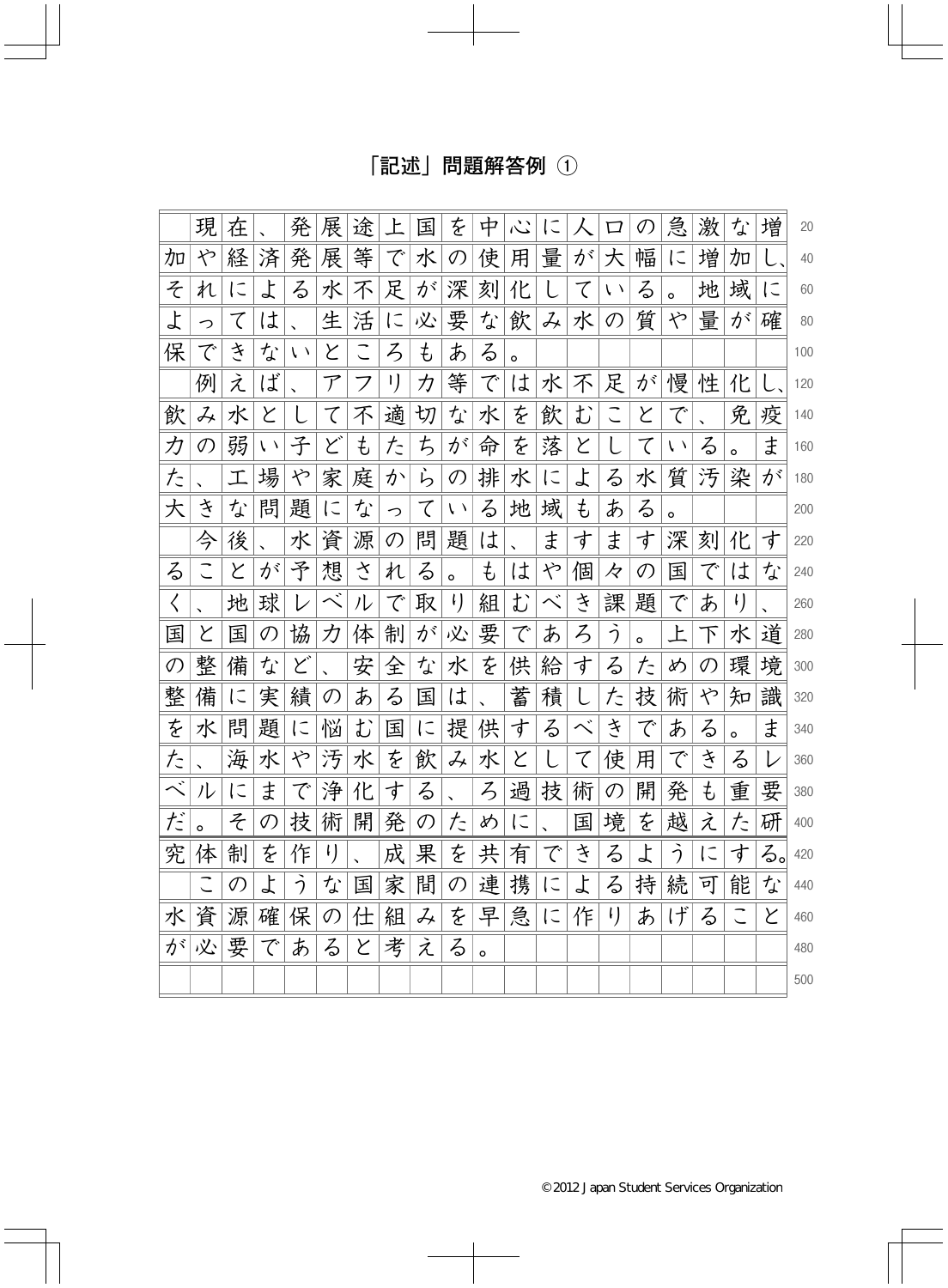# 「記述」問題解答例 ①

　現在、発展途上国を中心に人口の急激な増加や経済発展等で水の使用量が大幅に増加し、それによる水不足が深刻化している。地域によっては、生活に必要な飲み水の質や量が確保できないところもある。

　例えば、アフリカ等では水不足が慢性化し、飲み水として不適切な水を飲むことで、免疫力の弱い子どもたちが命を落としている。また、工場や家庭からの排水による水質汚染が大きな問題になっている地域もある。

　今後、水資源の問題は、ますます深刻化することが予想される。もはや個々の国ではなく、地球レベルで取り組むべき課題であり、国と国の協力体制が必要であろう。上下水道の整備など、安全な水を供給するための環境整備に実績のある国は、蓄積した技術や知識を水問題に悩む国に提供するべきである。また、海水や汚水を飲み水として使用できるレベルにまで浄化する、ろ過技術の開発も重要だ。その技術開発のために、国境を越えた研究体制を作り、成果を共有できるようにする。

　このような国家間の連携による持続可能な水資源確保の仕組みを早急に作りあげることが必要であると考える。

©2012 Japan Student Services Organization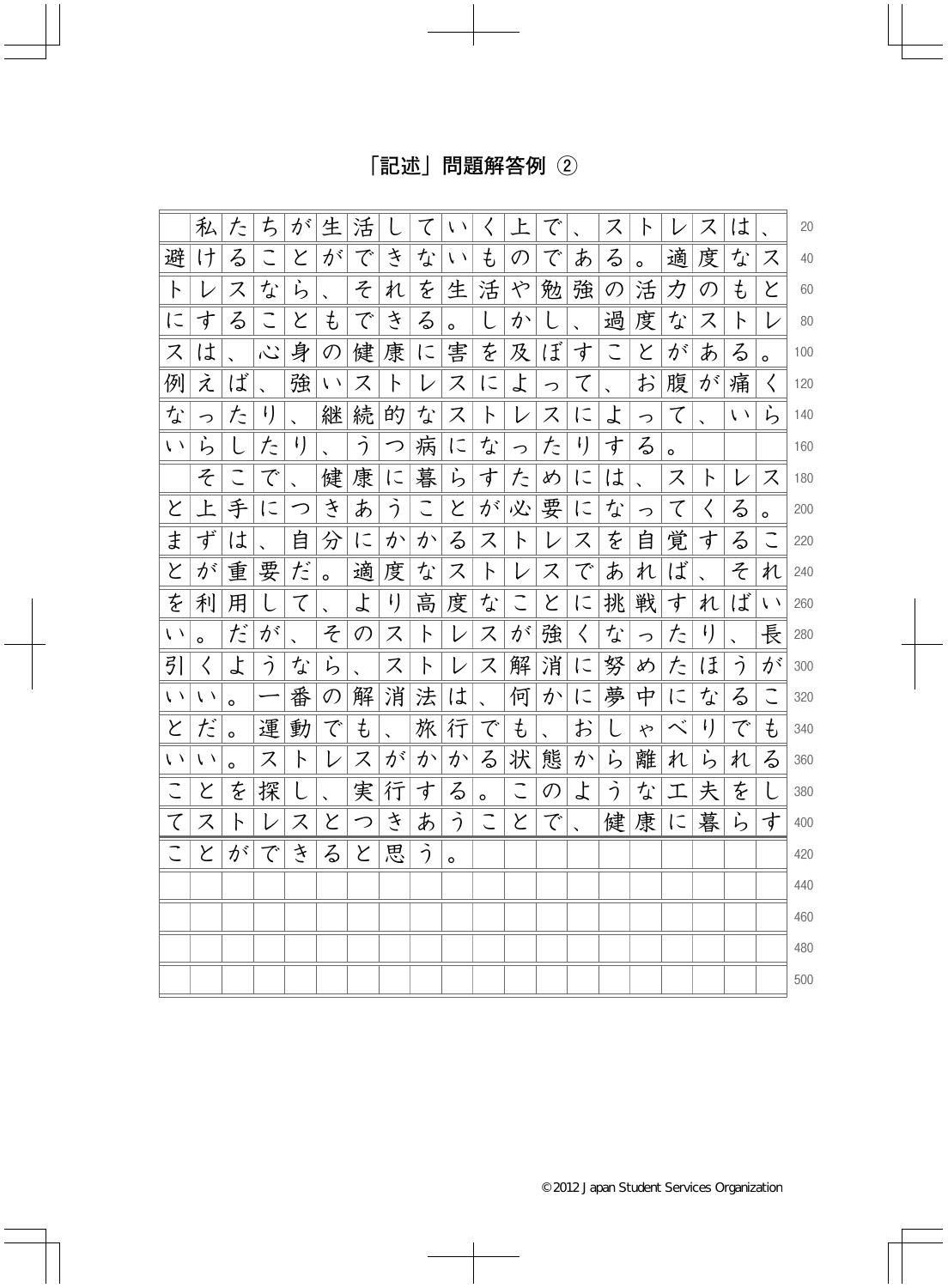# 「記述」問題解答例 ②

私たちが生活していく上で、ストレスは、避けることができないものである。適度なストレスなら、それを生活や勉強の活力のもとにすることもできる。しかし、過度なストレスは、心身の健康に害を及ぼすことがある。例えば、強いストレスによって、お腹が痛くなったり、継続的なストレスによって、いらいらしたり、うつ病になったりする。

そこで、健康に暮らすためには、ストレスと上手につきあうことが必要になってくる。まずは、自分にかかるストレスを自覚することが重要だ。適度なストレスであれば、それを利用して、より高度なことに挑戦すればいい。だが、そのストレスが強くなったり、長引くようなら、ストレス解消に努めたほうがいい。一番の解消法は、何かに夢中になることだ。運動でも、旅行でも、おしゃべりでもいい。ストレスがかかる状態から離れられることを探し、実行する。このような工夫をしてストレスとつきあうことで、健康に暮らすことができると思う。

©2012 Japan Student Services Organization